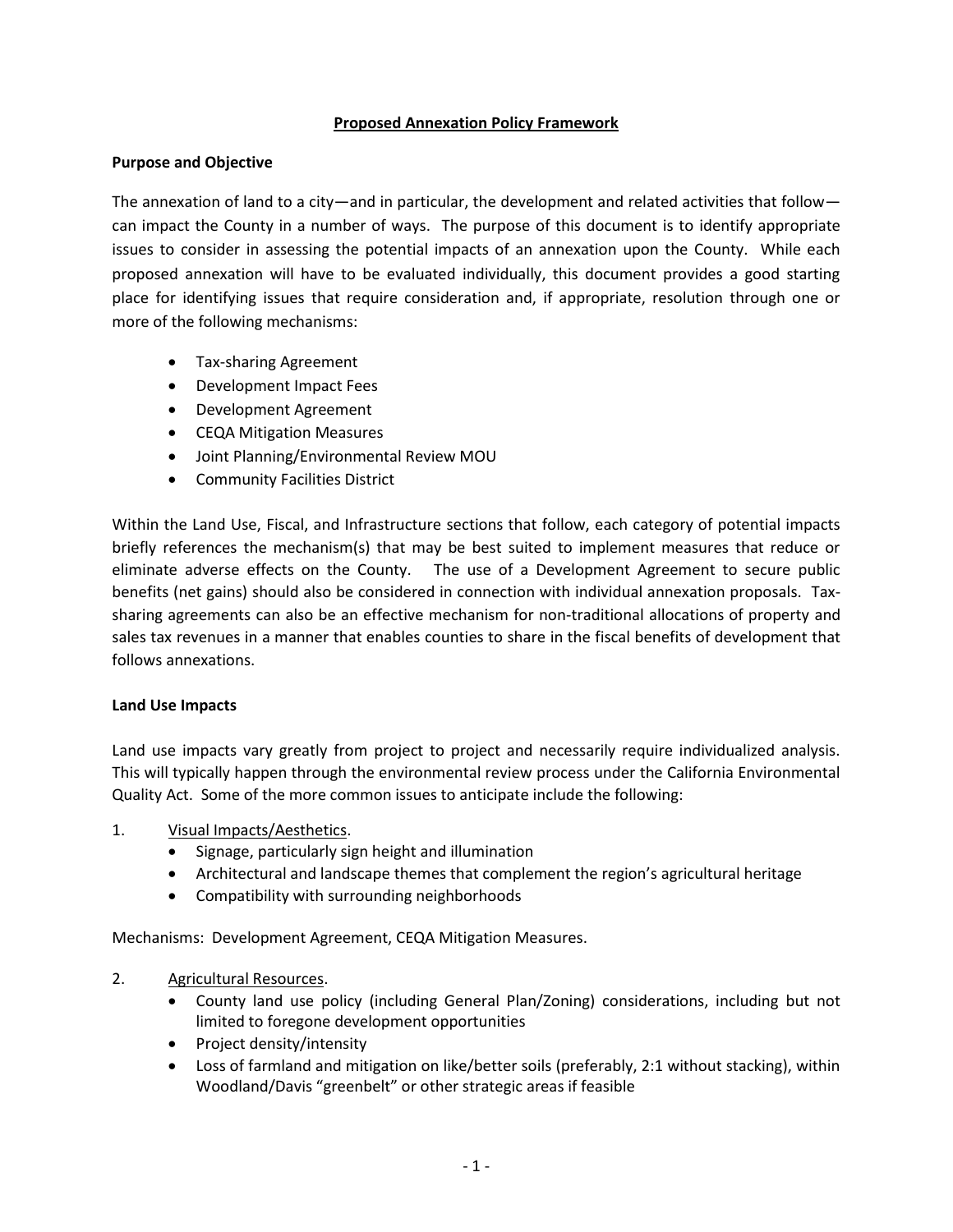# Proposed Annexation Policy Framework

**Purpose and Objective**

The annexation of land to a city—and in particular, the development and related activities that follow—can impact the County in a number of ways. The purpose of this document is to identify appropriate issues to consider in assessing the potential impacts of an annexation upon the County. While each proposed annexation will have to be evaluated individually, this document provides a good starting place for identifying issues that require consideration and, if appropriate, resolution through one or more of the following mechanisms:

- Tax-sharing Agreement
- Development Impact Fees
- Development Agreement
- CEQA Mitigation Measures
- Joint Planning/Environmental Review MOU
- Community Facilities District

Within the Land Use, Fiscal, and Infrastructure sections that follow, each category of potential impacts briefly references the mechanism(s) that may be best suited to implement measures that reduce or eliminate adverse effects on the County. The use of a Development Agreement to secure public benefits (net gains) should also be considered in connection with individual annexation proposals. Tax-sharing agreements can also be an effective mechanism for non-traditional allocations of property and sales tax revenues in a manner that enables counties to share in the fiscal benefits of development that follows annexations.

**Land Use Impacts**

Land use impacts vary greatly from project to project and necessarily require individualized analysis. This will typically happen through the environmental review process under the California Environmental Quality Act. Some of the more common issues to anticipate include the following:

1. Visual Impacts/Aesthetics.
   - Signage, particularly sign height and illumination
   - Architectural and landscape themes that complement the region's agricultural heritage
   - Compatibility with surrounding neighborhoods

Mechanisms: Development Agreement, CEQA Mitigation Measures.

2. Agricultural Resources.
   - County land use policy (including General Plan/Zoning) considerations, including but not limited to foregone development opportunities
   - Project density/intensity
   - Loss of farmland and mitigation on like/better soils (preferably, 2:1 without stacking), within Woodland/Davis "greenbelt" or other strategic areas if feasible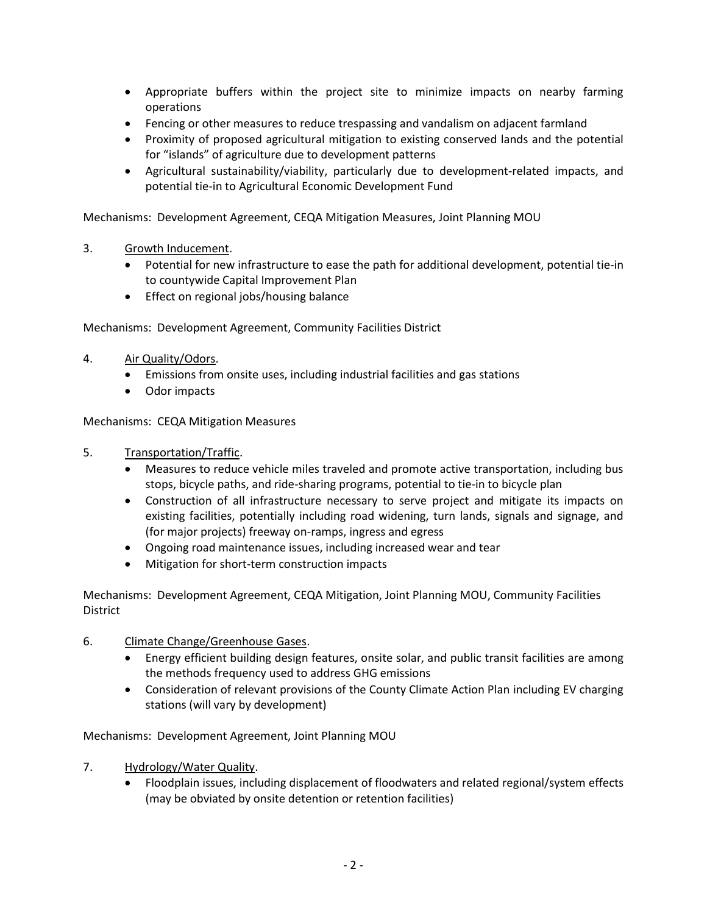- Appropriate buffers within the project site to minimize impacts on nearby farming operations
- Fencing or other measures to reduce trespassing and vandalism on adjacent farmland
- Proximity of proposed agricultural mitigation to existing conserved lands and the potential for "islands" of agriculture due to development patterns
- Agricultural sustainability/viability, particularly due to development-related impacts, and potential tie-in to Agricultural Economic Development Fund

Mechanisms: Development Agreement, CEQA Mitigation Measures, Joint Planning MOU

3. <u>Growth Inducement</u>.
   - Potential for new infrastructure to ease the path for additional development, potential tie-in to countywide Capital Improvement Plan
   - Effect on regional jobs/housing balance

Mechanisms: Development Agreement, Community Facilities District

4. <u>Air Quality/Odors</u>.
   - Emissions from onsite uses, including industrial facilities and gas stations
   - Odor impacts

Mechanisms: CEQA Mitigation Measures

5. <u>Transportation/Traffic</u>.
   - Measures to reduce vehicle miles traveled and promote active transportation, including bus stops, bicycle paths, and ride-sharing programs, potential to tie-in to bicycle plan
   - Construction of all infrastructure necessary to serve project and mitigate its impacts on existing facilities, potentially including road widening, turn lands, signals and signage, and (for major projects) freeway on-ramps, ingress and egress
   - Ongoing road maintenance issues, including increased wear and tear
   - Mitigation for short-term construction impacts

Mechanisms: Development Agreement, CEQA Mitigation, Joint Planning MOU, Community Facilities District

6. <u>Climate Change/Greenhouse Gases</u>.
   - Energy efficient building design features, onsite solar, and public transit facilities are among the methods frequency used to address GHG emissions
   - Consideration of relevant provisions of the County Climate Action Plan including EV charging stations (will vary by development)

Mechanisms: Development Agreement, Joint Planning MOU

7. <u>Hydrology/Water Quality</u>.
   - Floodplain issues, including displacement of floodwaters and related regional/system effects (may be obviated by onsite detention or retention facilities)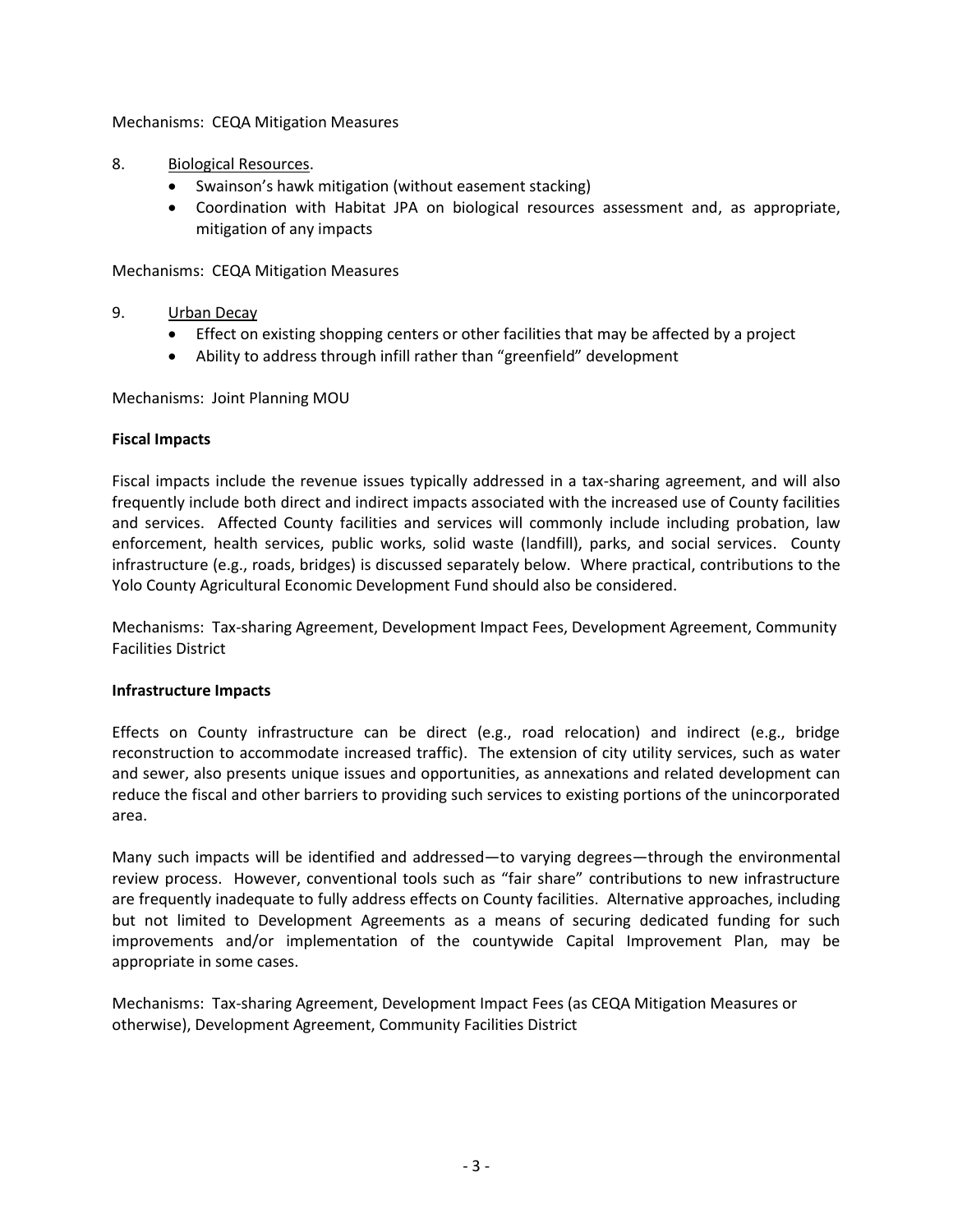Mechanisms: CEQA Mitigation Measures

8. <u>Biological Resources</u>.
   - Swainson's hawk mitigation (without easement stacking)
   - Coordination with Habitat JPA on biological resources assessment and, as appropriate, mitigation of any impacts

Mechanisms: CEQA Mitigation Measures

9. <u>Urban Decay</u>
   - Effect on existing shopping centers or other facilities that may be affected by a project
   - Ability to address through infill rather than "greenfield" development

Mechanisms: Joint Planning MOU

**Fiscal Impacts**

Fiscal impacts include the revenue issues typically addressed in a tax-sharing agreement, and will also frequently include both direct and indirect impacts associated with the increased use of County facilities and services. Affected County facilities and services will commonly include including probation, law enforcement, health services, public works, solid waste (landfill), parks, and social services. County infrastructure (e.g., roads, bridges) is discussed separately below. Where practical, contributions to the Yolo County Agricultural Economic Development Fund should also be considered.

Mechanisms: Tax-sharing Agreement, Development Impact Fees, Development Agreement, Community Facilities District

**Infrastructure Impacts**

Effects on County infrastructure can be direct (e.g., road relocation) and indirect (e.g., bridge reconstruction to accommodate increased traffic). The extension of city utility services, such as water and sewer, also presents unique issues and opportunities, as annexations and related development can reduce the fiscal and other barriers to providing such services to existing portions of the unincorporated area.

Many such impacts will be identified and addressed—to varying degrees—through the environmental review process. However, conventional tools such as "fair share" contributions to new infrastructure are frequently inadequate to fully address effects on County facilities. Alternative approaches, including but not limited to Development Agreements as a means of securing dedicated funding for such improvements and/or implementation of the countywide Capital Improvement Plan, may be appropriate in some cases.

Mechanisms: Tax-sharing Agreement, Development Impact Fees (as CEQA Mitigation Measures or otherwise), Development Agreement, Community Facilities District